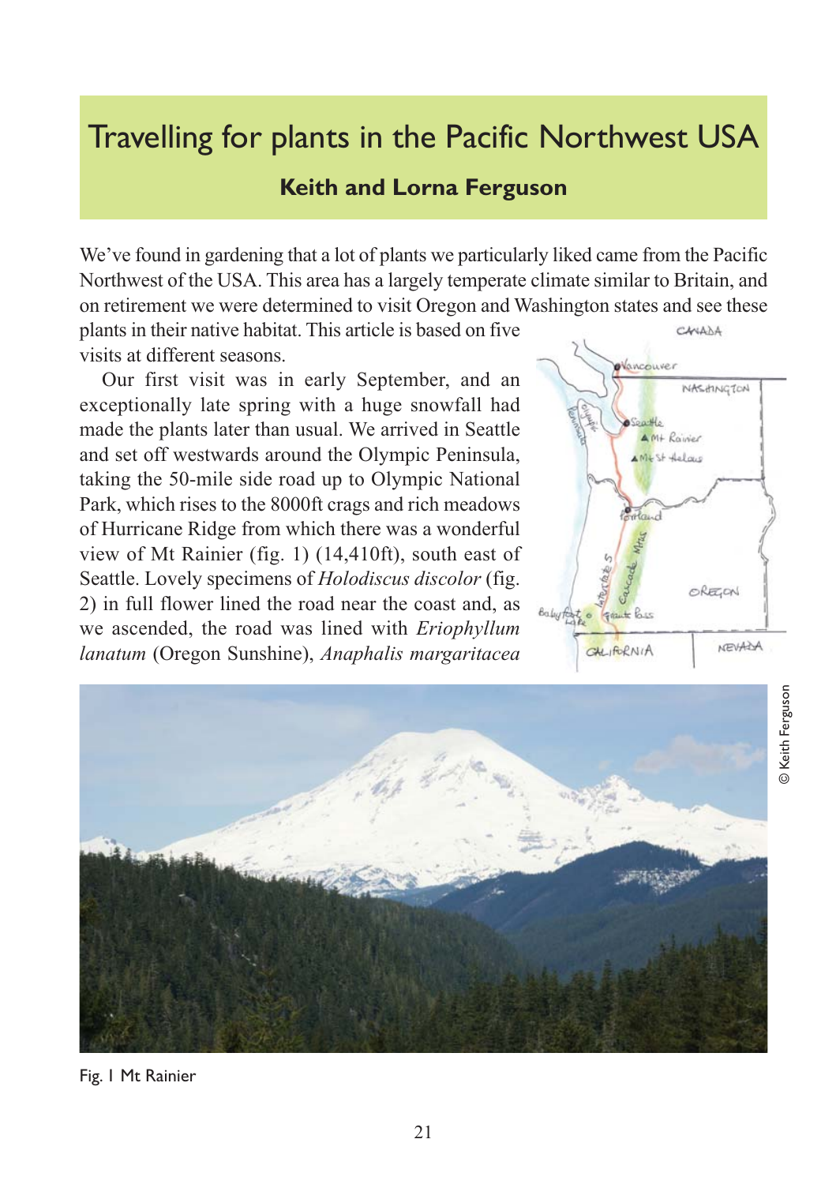# Travelling for plants in the Pacific Northwest USA

**Keith and Lorna Ferguson**

We've found in gardening that a lot of plants we particularly liked came from the Pacific Northwest of the USA. This area has a largely temperate climate similar to Britain, and on retirement we were determined to visit Oregon and Washington states and see these plants in their native habitat. This article is based on five visits at different seasons.

Our first visit was in early September, and an exceptionally late spring with a huge snowfall had made the plants later than usual. We arrived in Seattle and set off westwards around the Olympic Peninsula, taking the 50-mile side road up to Olympic National Park, which rises to the 8000ft crags and rich meadows of Hurricane Ridge from which there was a wonderful view of Mt Rainier (fig. 1) (14,410ft), south east of Seattle. Lovely specimens of *Holodiscus discolor* (fig. 2) in full flower lined the road near the coast and, as we ascended, the road was lined with *Eriophyllum lanatum* (Oregon Sunshine), *Anaphalis margaritacea*

© Keith Ferguson

Fig. 1 Mt Rainier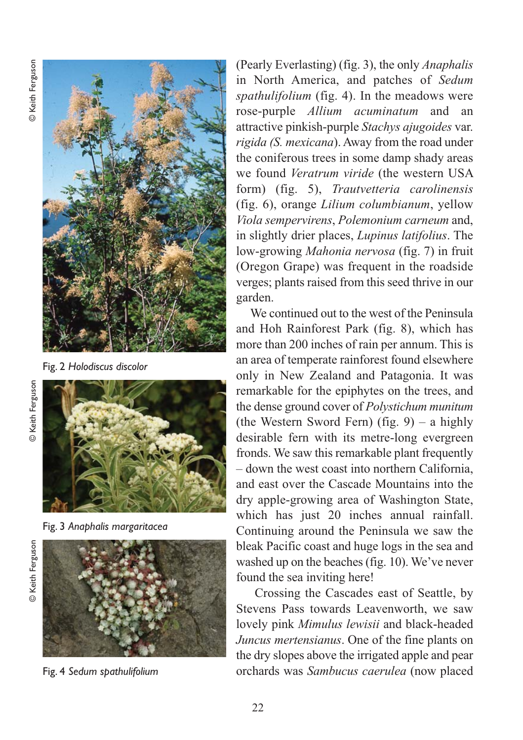Fig. 2 *Holodiscus discolor*

Fig. 3 *Anaphalis margaritacea*

Fig. 4 *Sedum spathulifolium*

(Pearly Everlasting) (fig. 3), the only *Anaphalis* in North America, and patches of *Sedum spathulifolium* (fig. 4). In the meadows were rose-purple *Allium acuminatum* and an attractive pinkish-purple *Stachys ajugoides* var. *rigida (S. mexicana*). Away from the road under the coniferous trees in some damp shady areas we found *Veratrum viride* (the western USA form) (fig. 5), *Trautvetteria carolinensis* (fig. 6), orange *Lilium columbianum*, yellow *Viola sempervirens*, *Polemonium carneum* and, in slightly drier places, *Lupinus latifolius*. The low-growing *Mahonia nervosa* (fig. 7) in fruit (Oregon Grape) was frequent in the roadside verges; plants raised from this seed thrive in our garden.

We continued out to the west of the Peninsula and Hoh Rainforest Park (fig. 8), which has more than 200 inches of rain per annum. This is an area of temperate rainforest found elsewhere only in New Zealand and Patagonia. It was remarkable for the epiphytes on the trees, and the dense ground cover of *Polystichum munitum* (the Western Sword Fern) (fig. 9) – a highly desirable fern with its metre-long evergreen fronds. We saw this remarkable plant frequently – down the west coast into northern California, and east over the Cascade Mountains into the dry apple-growing area of Washington State, which has just 20 inches annual rainfall. Continuing around the Peninsula we saw the bleak Pacific coast and huge logs in the sea and washed up on the beaches (fig. 10). We've never found the sea inviting here!

Crossing the Cascades east of Seattle, by Stevens Pass towards Leavenworth, we saw lovely pink *Mimulus lewisii* and black-headed *Juncus mertensianus*. One of the fine plants on the dry slopes above the irrigated apple and pear orchards was *Sambucus caerulea* (now placed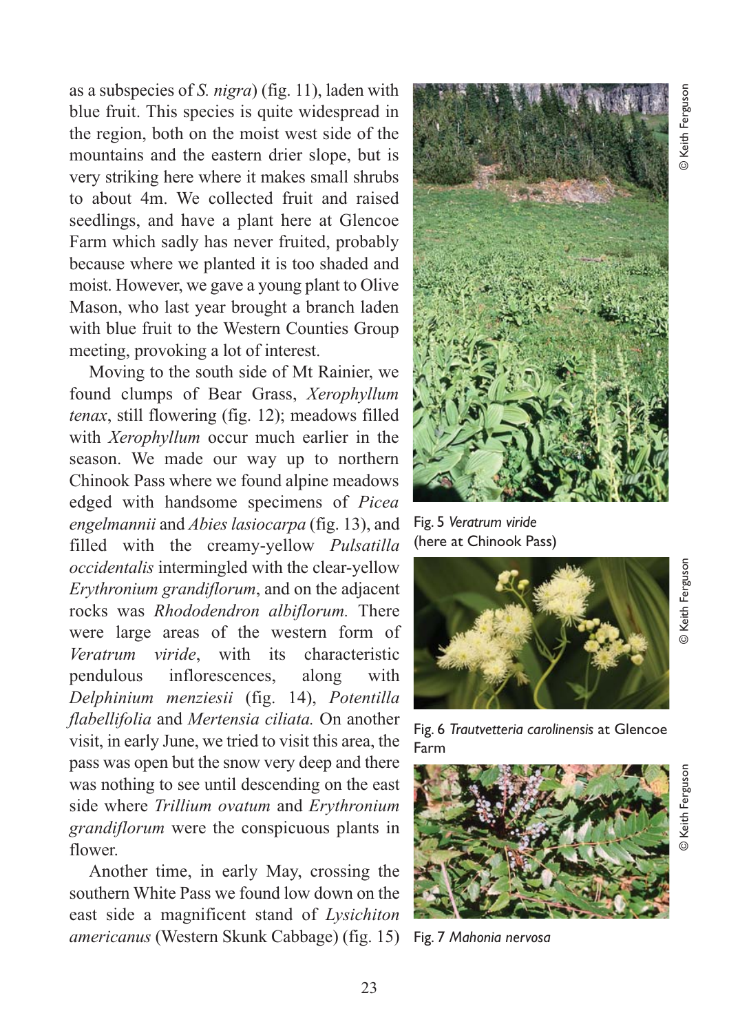as a subspecies of *S. nigra*) (fig. 11), laden with blue fruit. This species is quite widespread in the region, both on the moist west side of the mountains and the eastern drier slope, but is very striking here where it makes small shrubs to about 4m. We collected fruit and raised seedlings, and have a plant here at Glencoe Farm which sadly has never fruited, probably because where we planted it is too shaded and moist. However, we gave a young plant to Olive Mason, who last year brought a branch laden with blue fruit to the Western Counties Group meeting, provoking a lot of interest.

Moving to the south side of Mt Rainier, we found clumps of Bear Grass, *Xerophyllum tenax*, still flowering (fig. 12); meadows filled with *Xerophyllum* occur much earlier in the season. We made our way up to northern Chinook Pass where we found alpine meadows edged with handsome specimens of *Picea engelmannii* and *Abies lasiocarpa* (fig. 13), and filled with the creamy-yellow *Pulsatilla occidentalis* intermingled with the clear-yellow *Erythronium grandiflorum*, and on the adjacent rocks was *Rhododendron albiflorum.* There were large areas of the western form of *Veratrum viride*, with its characteristic pendulous inflorescences, along with *Delphinium menziesii* (fig. 14), *Potentilla flabellifolia* and *Mertensia ciliata.* On another visit, in early June, we tried to visit this area, the pass was open but the snow very deep and there was nothing to see until descending on the east side where *Trillium ovatum* and *Erythronium grandiflorum* were the conspicuous plants in flower.

Another time, in early May, crossing the southern White Pass we found low down on the east side a magnificent stand of *Lysichiton americanus* (Western Skunk Cabbage) (fig. 15)

© Keith Ferguson

Fig. 5 *Veratrum viride* (here at Chinook Pass)

© Keith Ferguson

Fig. 6 *Trautvetteria carolinensis* at Glencoe Farm

© Keith Ferguson

Fig. 7 *Mahonia nervosa*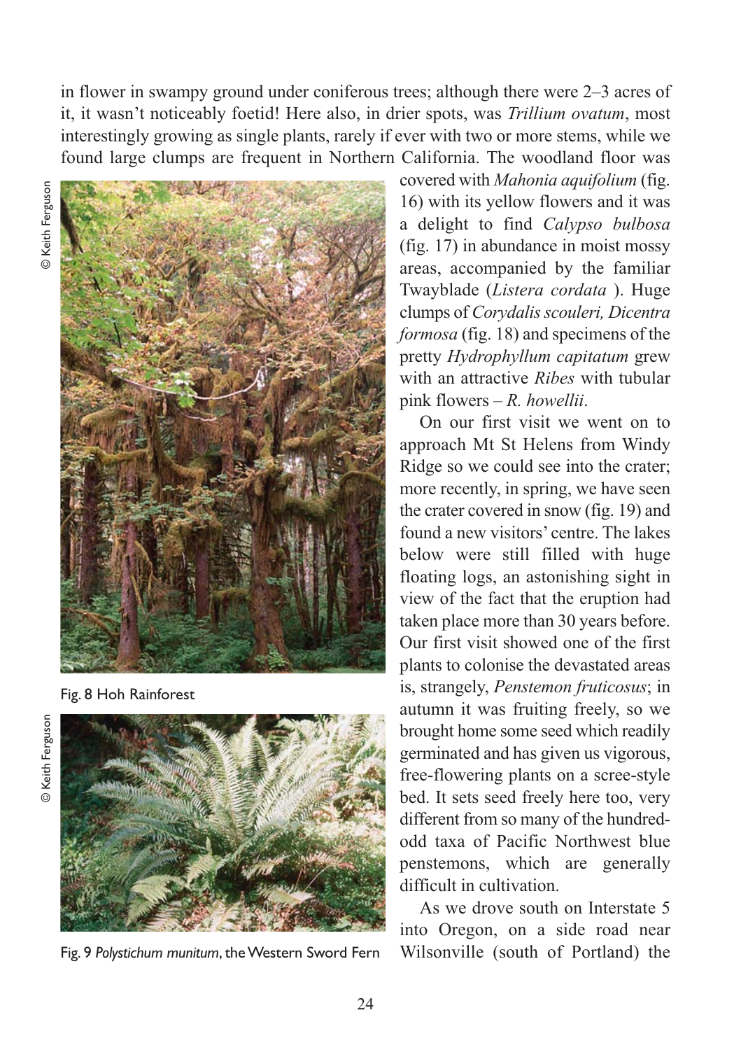in flower in swampy ground under coniferous trees; although there were 2–3 acres of it, it wasn't noticeably foetid! Here also, in drier spots, was *Trillium ovatum*, most interestingly growing as single plants, rarely if ever with two or more stems, while we found large clumps are frequent in Northern California. The woodland floor was covered with *Mahonia aquifolium* (fig. 16) with its yellow flowers and it was a delight to find *Calypso bulbosa* (fig. 17) in abundance in moist mossy areas, accompanied by the familiar Twayblade (*Listera cordata* ). Huge clumps of *Corydalis scouleri, Dicentra formosa* (fig. 18) and specimens of the pretty *Hydrophyllum capitatum* grew with an attractive *Ribes* with tubular pink flowers – *R. howellii*.

On our first visit we went on to approach Mt St Helens from Windy Ridge so we could see into the crater; more recently, in spring, we have seen the crater covered in snow (fig. 19) and found a new visitors' centre. The lakes below were still filled with huge floating logs, an astonishing sight in view of the fact that the eruption had taken place more than 30 years before. Our first visit showed one of the first plants to colonise the devastated areas is, strangely, *Penstemon fruticosus*; in autumn it was fruiting freely, so we brought home some seed which readily germinated and has given us vigorous, free-flowering plants on a scree-style bed. It sets seed freely here too, very different from so many of the hundred-odd taxa of Pacific Northwest blue penstemons, which are generally difficult in cultivation.

As we drove south on Interstate 5 into Oregon, on a side road near Wilsonville (south of Portland) the

© Keith Ferguson

Fig. 8 Hoh Rainforest

© Keith Ferguson

Fig. 9 *Polystichum munitum*, the Western Sword Fern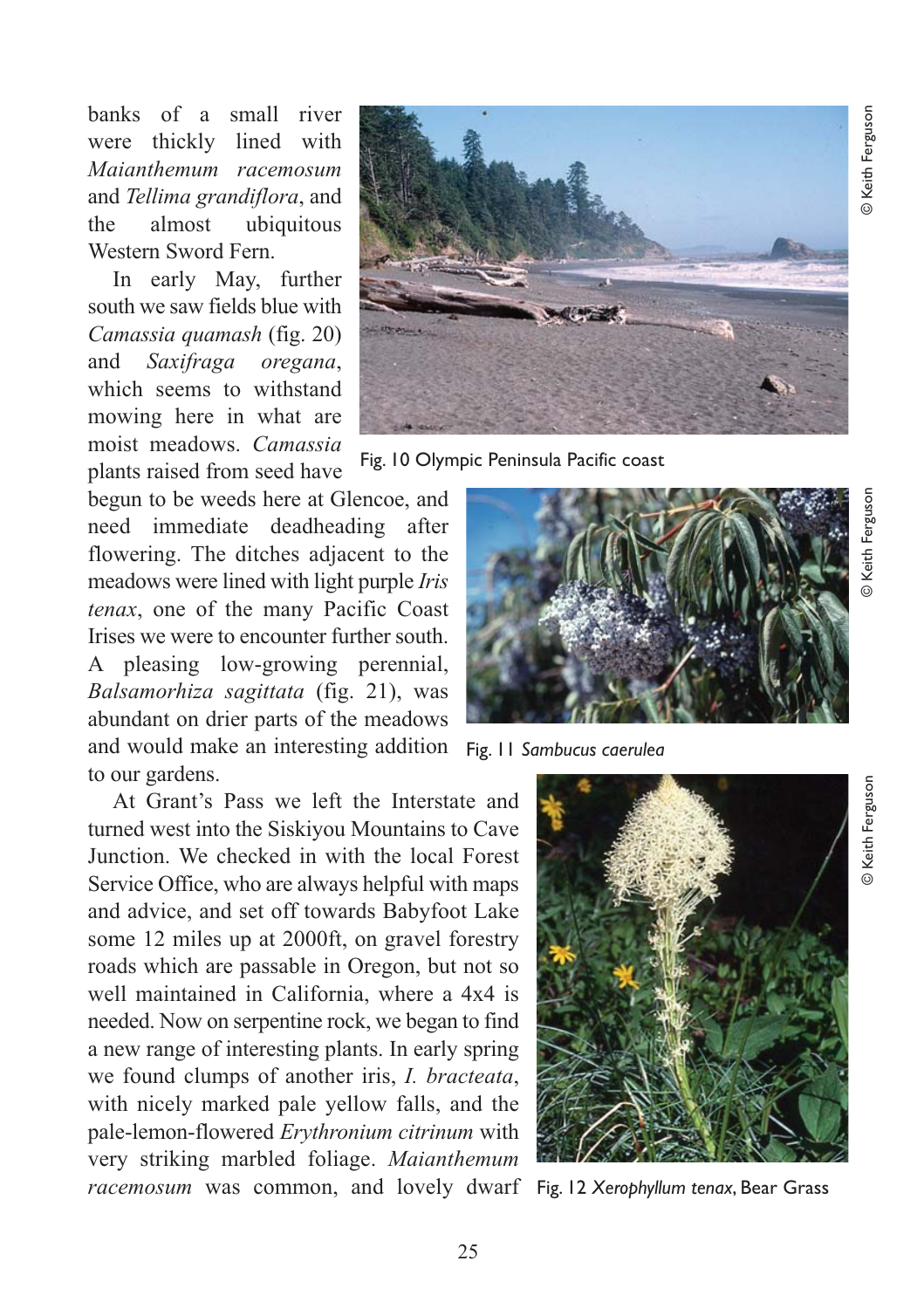banks of a small river were thickly lined with *Maianthemum racemosum* and *Tellima grandiflora*, and the almost ubiquitous Western Sword Fern.

In early May, further south we saw fields blue with *Camassia quamash* (fig. 20) and *Saxifraga oregana*, which seems to withstand mowing here in what are moist meadows. *Camassia* plants raised from seed have begun to be weeds here at Glencoe, and need immediate deadheading after flowering. The ditches adjacent to the meadows were lined with light purple *Iris tenax*, one of the many Pacific Coast Irises we were to encounter further south. A pleasing low-growing perennial, *Balsamorhiza sagittata* (fig. 21), was abundant on drier parts of the meadows and would make an interesting addition to our gardens.

At Grant's Pass we left the Interstate and turned west into the Siskiyou Mountains to Cave Junction. We checked in with the local Forest Service Office, who are always helpful with maps and advice, and set off towards Babyfoot Lake some 12 miles up at 2000ft, on gravel forestry roads which are passable in Oregon, but not so well maintained in California, where a 4x4 is needed. Now on serpentine rock, we began to find a new range of interesting plants. In early spring we found clumps of another iris, *I. bracteata*, with nicely marked pale yellow falls, and the pale-lemon-flowered *Erythronium citrinum* with very striking marbled foliage. *Maianthemum racemosum* was common, and lovely dwarf

Fig. 10 Olympic Peninsula Pacific coast

© Keith Ferguson

Fig. 11 *Sambucus caerulea*

© Keith Ferguson

Fig. 12 *Xerophyllum tenax*, Bear Grass

© Keith Ferguson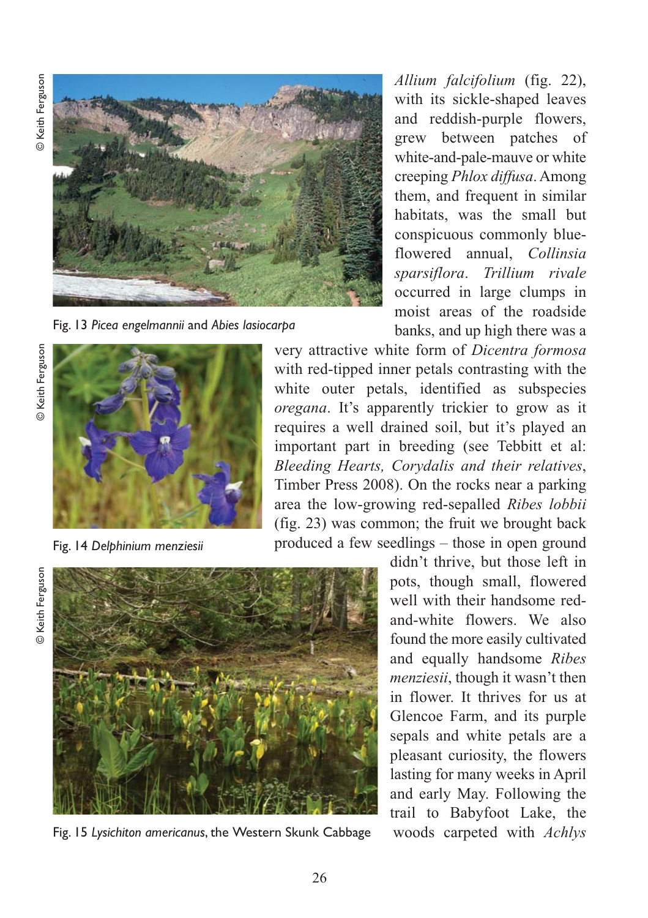*Allium falcifolium* (fig. 22), with its sickle-shaped leaves and reddish-purple flowers, grew between patches of white-and-pale-mauve or white creeping *Phlox diffusa*. Among them, and frequent in similar habitats, was the small but conspicuous commonly blue-flowered annual, *Collinsia sparsiflora*. *Trillium rivale* occurred in large clumps in moist areas of the roadside banks, and up high there was a very attractive white form of *Dicentra formosa* with red-tipped inner petals contrasting with the white outer petals, identified as subspecies *oregana*. It's apparently trickier to grow as it requires a well drained soil, but it's played an important part in breeding (see Tebbitt et al: *Bleeding Hearts, Corydalis and their relatives*, Timber Press 2008). On the rocks near a parking area the low-growing red-sepalled *Ribes lobbii* (fig. 23) was common; the fruit we brought back produced a few seedlings – those in open ground didn't thrive, but those left in pots, though small, flowered well with their handsome red-and-white flowers. We also found the more easily cultivated and equally handsome *Ribes menziesii*, though it wasn't then in flower. It thrives for us at Glencoe Farm, and its purple sepals and white petals are a pleasant curiosity, the flowers lasting for many weeks in April and early May. Following the trail to Babyfoot Lake, the woods carpeted with *Achlys*

© Keith Ferguson

Fig. 13 *Picea engelmannii* and *Abies lasiocarpa*

© Keith Ferguson

Fig. 14 *Delphinium menziesii*

© Keith Ferguson

Fig. 15 *Lysichiton americanus*, the Western Skunk Cabbage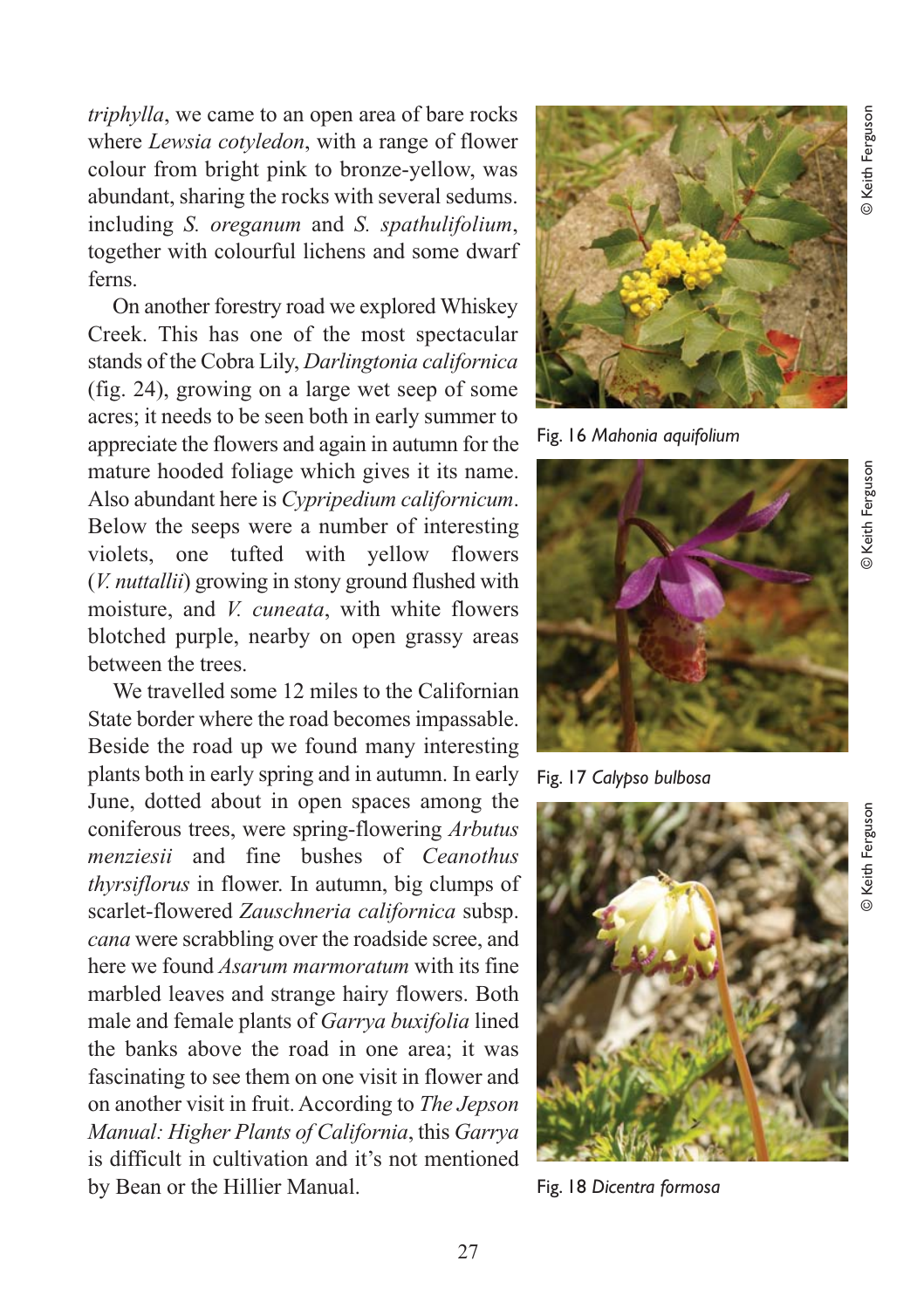*triphylla*, we came to an open area of bare rocks where *Lewsia cotyledon*, with a range of flower colour from bright pink to bronze-yellow, was abundant, sharing the rocks with several sedums. including *S. oreganum* and *S. spathulifolium*, together with colourful lichens and some dwarf ferns.

On another forestry road we explored Whiskey Creek. This has one of the most spectacular stands of the Cobra Lily, *Darlingtonia californica* (fig. 24), growing on a large wet seep of some acres; it needs to be seen both in early summer to appreciate the flowers and again in autumn for the mature hooded foliage which gives it its name. Also abundant here is *Cypripedium californicum*. Below the seeps were a number of interesting violets, one tufted with yellow flowers (*V. nuttallii*) growing in stony ground flushed with moisture, and *V. cuneata*, with white flowers blotched purple, nearby on open grassy areas between the trees.

We travelled some 12 miles to the Californian State border where the road becomes impassable. Beside the road up we found many interesting plants both in early spring and in autumn. In early June, dotted about in open spaces among the coniferous trees, were spring-flowering *Arbutus menziesii* and fine bushes of *Ceanothus thyrsiflorus* in flower. In autumn, big clumps of scarlet-flowered *Zauschneria californica* subsp. *cana* were scrabbling over the roadside scree, and here we found *Asarum marmoratum* with its fine marbled leaves and strange hairy flowers. Both male and female plants of *Garrya buxifolia* lined the banks above the road in one area; it was fascinating to see them on one visit in flower and on another visit in fruit. According to *The Jepson Manual: Higher Plants of California*, this *Garrya* is difficult in cultivation and it's not mentioned by Bean or the Hillier Manual.

© Keith Ferguson

Fig. 16 *Mahonia aquifolium*

© Keith Ferguson

Fig. 17 *Calypso bulbosa*

© Keith Ferguson

Fig. 18 *Dicentra formosa*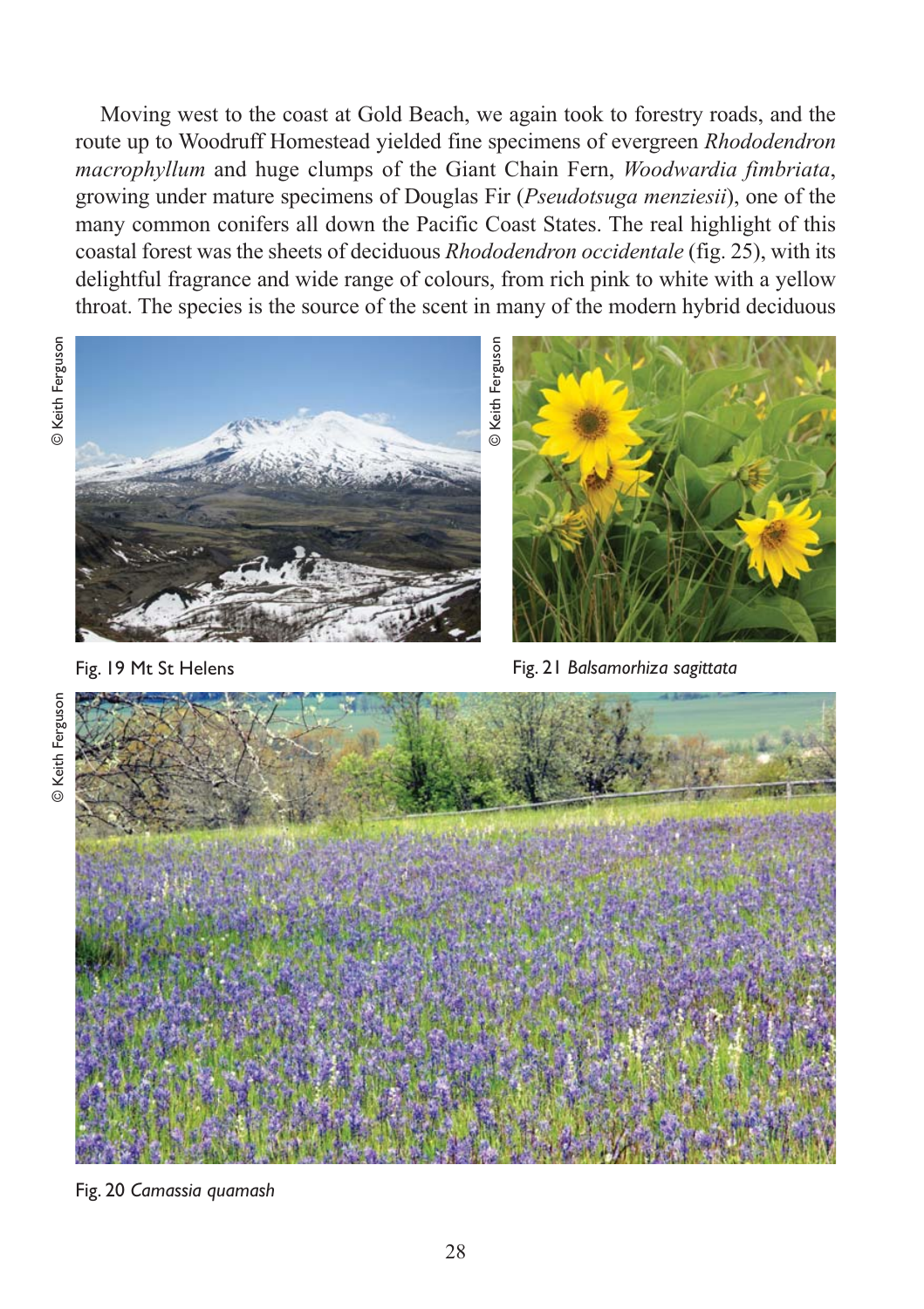Moving west to the coast at Gold Beach, we again took to forestry roads, and the route up to Woodruff Homestead yielded fine specimens of evergreen *Rhododendron macrophyllum* and huge clumps of the Giant Chain Fern, *Woodwardia fimbriata*, growing under mature specimens of Douglas Fir (*Pseudotsuga menziesii*), one of the many common conifers all down the Pacific Coast States. The real highlight of this coastal forest was the sheets of deciduous *Rhododendron occidentale* (fig. 25), with its delightful fragrance and wide range of colours, from rich pink to white with a yellow throat. The species is the source of the scent in many of the modern hybrid deciduous

© Keith Ferguson

Fig. 19 Mt St Helens

© Keith Ferguson

Fig. 21 *Balsamorhiza sagittata*

© Keith Ferguson

Fig. 20 *Camassia quamash*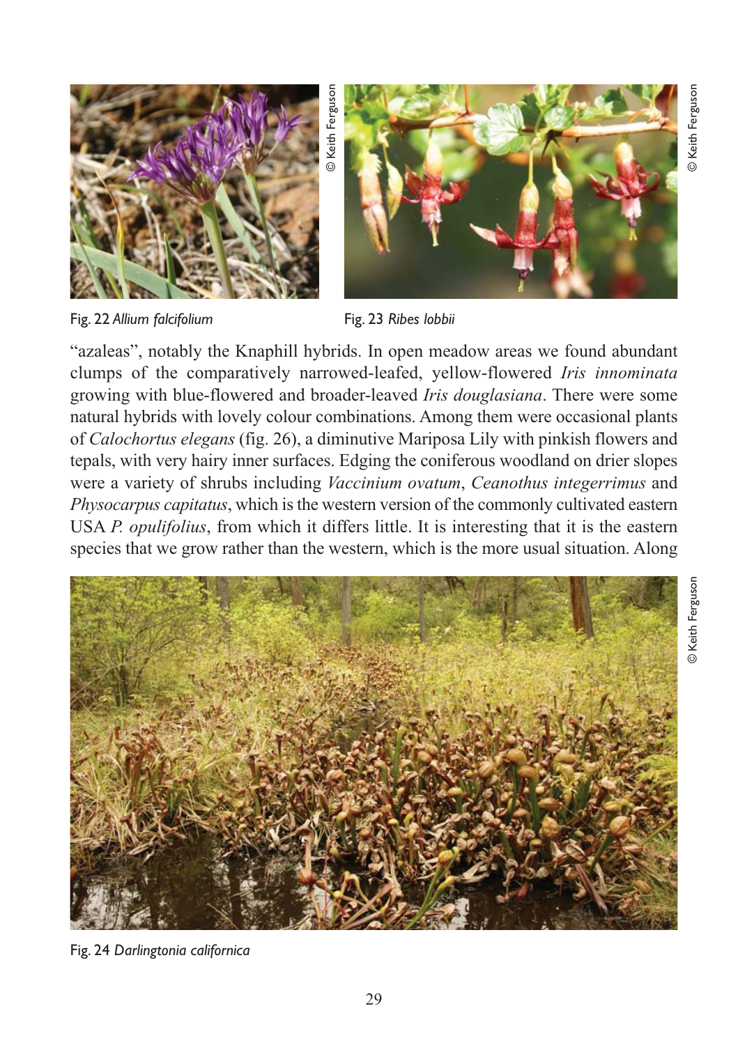Fig. 22 *Allium falcifolium*

Fig. 23 *Ribes lobbii*

"azaleas", notably the Knaphill hybrids. In open meadow areas we found abundant clumps of the comparatively narrowed-leafed, yellow-flowered *Iris innominata* growing with blue-flowered and broader-leaved *Iris douglasiana*. There were some natural hybrids with lovely colour combinations. Among them were occasional plants of *Calochortus elegans* (fig. 26), a diminutive Mariposa Lily with pinkish flowers and tepals, with very hairy inner surfaces. Edging the coniferous woodland on drier slopes were a variety of shrubs including *Vaccinium ovatum*, *Ceanothus integerrimus* and *Physocarpus capitatus*, which is the western version of the commonly cultivated eastern USA *P. opulifolius*, from which it differs little. It is interesting that it is the eastern species that we grow rather than the western, which is the more usual situation. Along

Fig. 24 *Darlingtonia californica*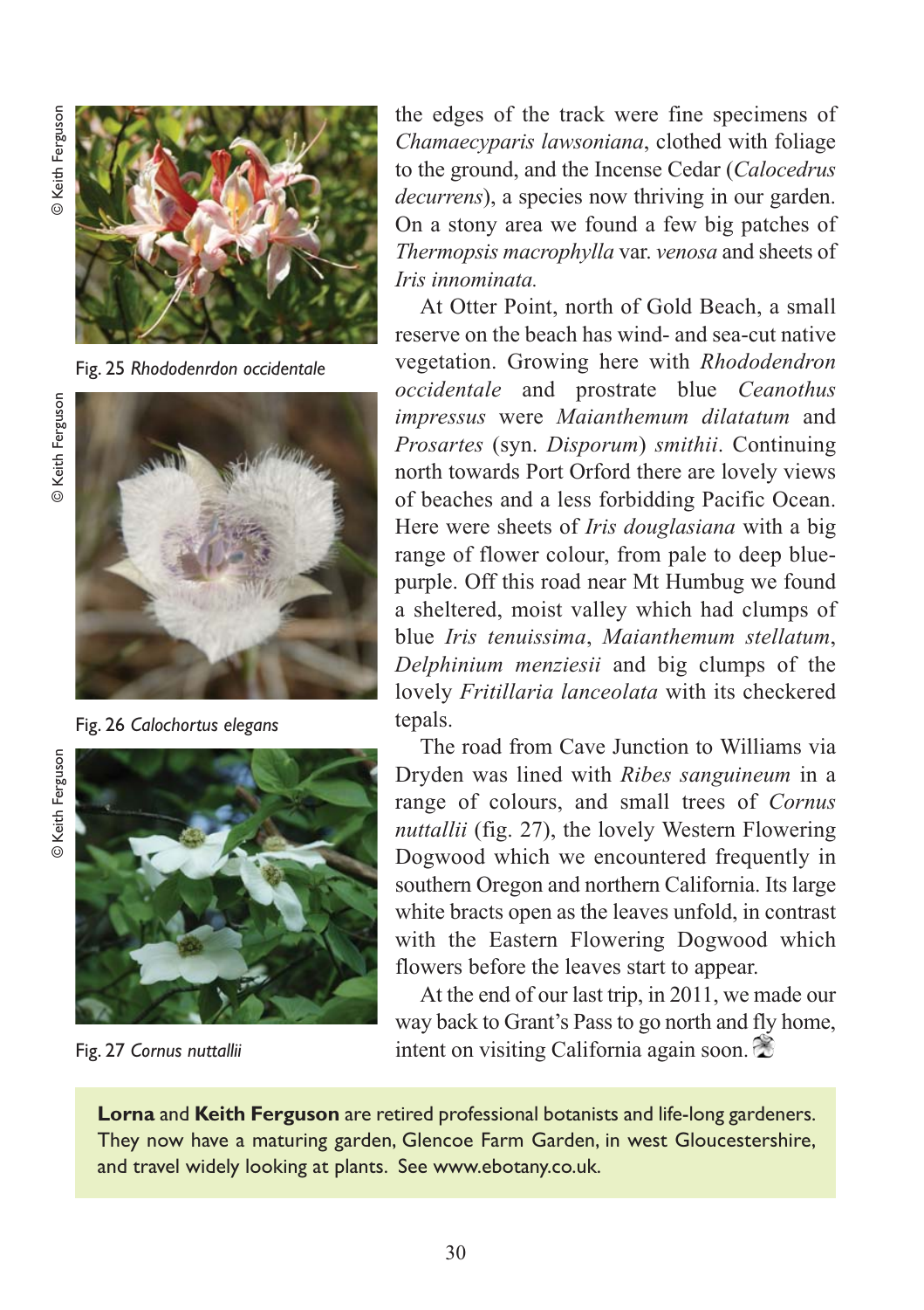© Keith Ferguson

Fig. 25 *Rhododenrdon occidentale*

© Keith Ferguson

Fig. 26 *Calochortus elegans*

© Keith Ferguson

Fig. 27 *Cornus nuttallii*

the edges of the track were fine specimens of *Chamaecyparis lawsoniana*, clothed with foliage to the ground, and the Incense Cedar (*Calocedrus decurrens*), a species now thriving in our garden. On a stony area we found a few big patches of *Thermopsis macrophylla* var. *venosa* and sheets of *Iris innominata.*

At Otter Point, north of Gold Beach, a small reserve on the beach has wind- and sea-cut native vegetation. Growing here with *Rhododendron occidentale* and prostrate blue *Ceanothus impressus* were *Maianthemum dilatatum* and *Prosartes* (syn. *Disporum*) *smithii*. Continuing north towards Port Orford there are lovely views of beaches and a less forbidding Pacific Ocean. Here were sheets of *Iris douglasiana* with a big range of flower colour, from pale to deep blue-purple. Off this road near Mt Humbug we found a sheltered, moist valley which had clumps of blue *Iris tenuissima*, *Maianthemum stellatum*, *Delphinium menziesii* and big clumps of the lovely *Fritillaria lanceolata* with its checkered tepals.

The road from Cave Junction to Williams via Dryden was lined with *Ribes sanguineum* in a range of colours, and small trees of *Cornus nuttallii* (fig. 27), the lovely Western Flowering Dogwood which we encountered frequently in southern Oregon and northern California. Its large white bracts open as the leaves unfold, in contrast with the Eastern Flowering Dogwood which flowers before the leaves start to appear.

At the end of our last trip, in 2011, we made our way back to Grant's Pass to go north and fly home, intent on visiting California again soon.

**Lorna** and **Keith Ferguson** are retired professional botanists and life-long gardeners. They now have a maturing garden, Glencoe Farm Garden, in west Gloucestershire, and travel widely looking at plants. See www.ebotany.co.uk.